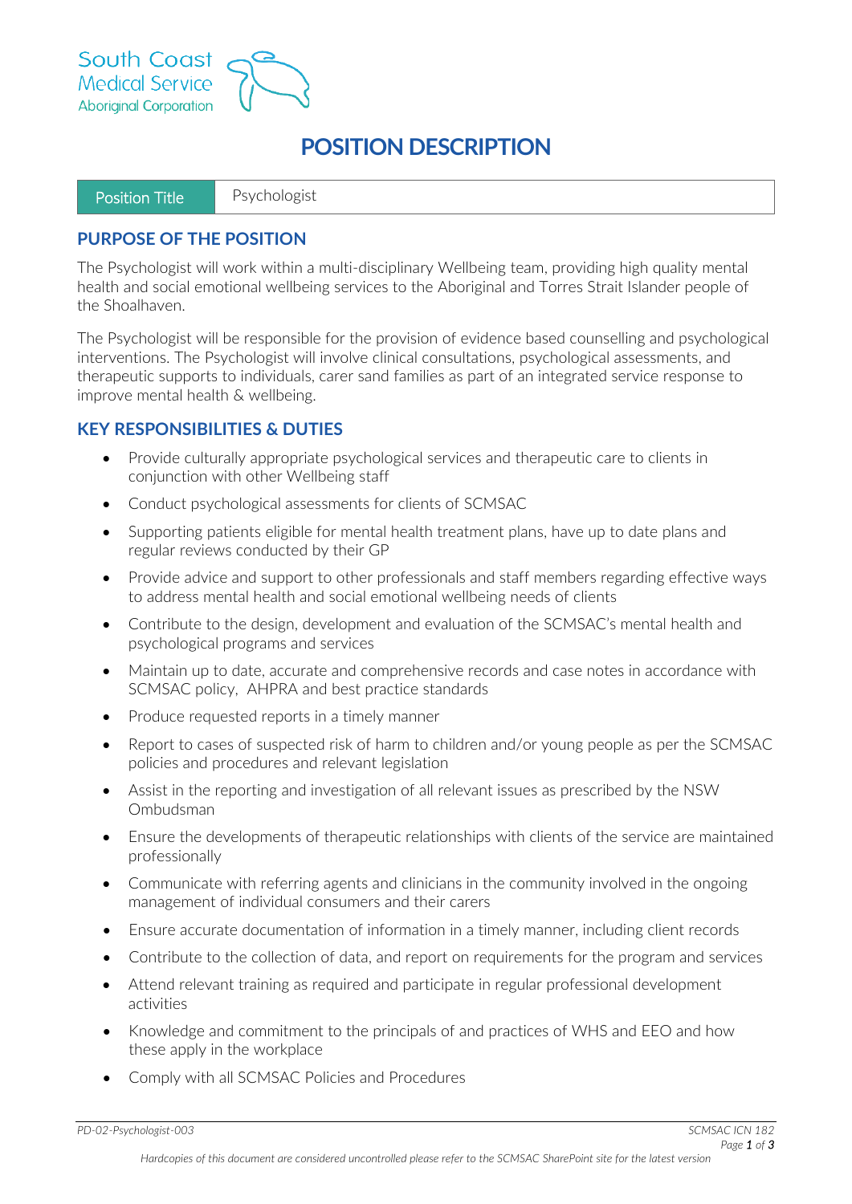South Coast
Medical Service
Aboriginal Corporation

# POSITION DESCRIPTION

| Position Title | Psychologist |
|---|---|

## PURPOSE OF THE POSITION

The Psychologist will work within a multi-disciplinary Wellbeing team, providing high quality mental health and social emotional wellbeing services to the Aboriginal and Torres Strait Islander people of the Shoalhaven.

The Psychologist will be responsible for the provision of evidence based counselling and psychological interventions. The Psychologist will involve clinical consultations, psychological assessments, and therapeutic supports to individuals, carer sand families as part of an integrated service response to improve mental health & wellbeing.

## KEY RESPONSIBILITIES & DUTIES

- Provide culturally appropriate psychological services and therapeutic care to clients in conjunction with other Wellbeing staff
- Conduct psychological assessments for clients of SCMSAC
- Supporting patients eligible for mental health treatment plans, have up to date plans and regular reviews conducted by their GP
- Provide advice and support to other professionals and staff members regarding effective ways to address mental health and social emotional wellbeing needs of clients
- Contribute to the design, development and evaluation of the SCMSAC's mental health and psychological programs and services
- Maintain up to date, accurate and comprehensive records and case notes in accordance with SCMSAC policy, AHPRA and best practice standards
- Produce requested reports in a timely manner
- Report to cases of suspected risk of harm to children and/or young people as per the SCMSAC policies and procedures and relevant legislation
- Assist in the reporting and investigation of all relevant issues as prescribed by the NSW Ombudsman
- Ensure the developments of therapeutic relationships with clients of the service are maintained professionally
- Communicate with referring agents and clinicians in the community involved in the ongoing management of individual consumers and their carers
- Ensure accurate documentation of information in a timely manner, including client records
- Contribute to the collection of data, and report on requirements for the program and services
- Attend relevant training as required and participate in regular professional development activities
- Knowledge and commitment to the principals of and practices of WHS and EEO and how these apply in the workplace
- Comply with all SCMSAC Policies and Procedures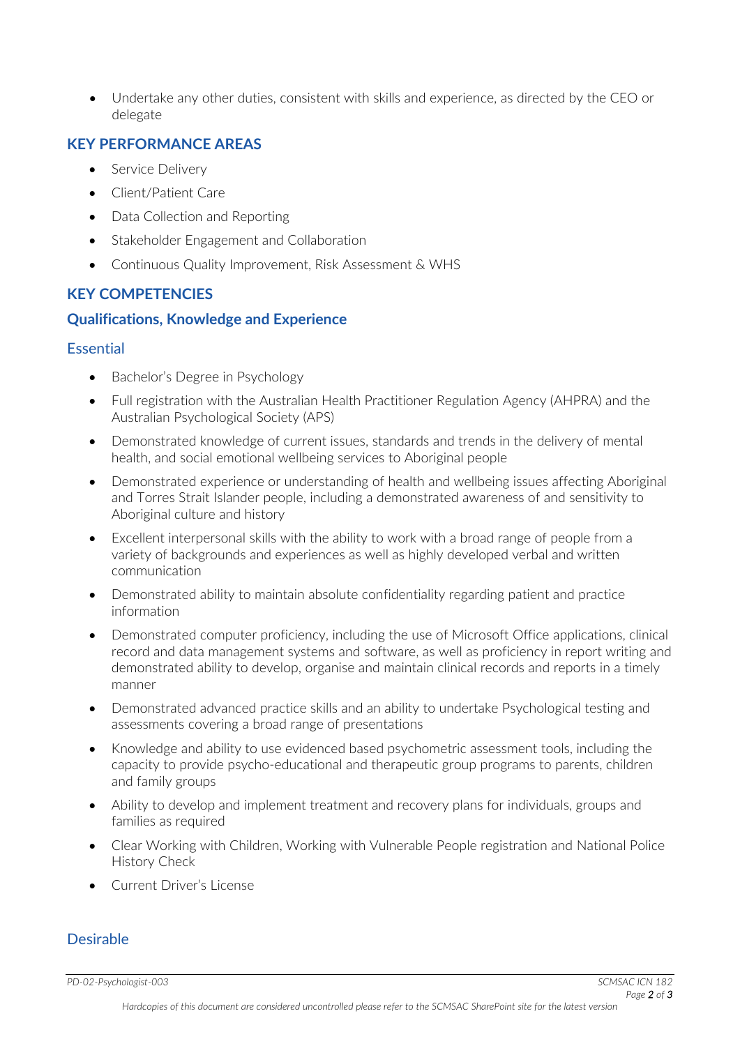- Undertake any other duties, consistent with skills and experience, as directed by the CEO or delegate

## KEY PERFORMANCE AREAS

- Service Delivery
- Client/Patient Care
- Data Collection and Reporting
- Stakeholder Engagement and Collaboration
- Continuous Quality Improvement, Risk Assessment & WHS

## KEY COMPETENCIES

### Qualifications, Knowledge and Experience

#### Essential

- Bachelor's Degree in Psychology
- Full registration with the Australian Health Practitioner Regulation Agency (AHPRA) and the Australian Psychological Society (APS)
- Demonstrated knowledge of current issues, standards and trends in the delivery of mental health, and social emotional wellbeing services to Aboriginal people
- Demonstrated experience or understanding of health and wellbeing issues affecting Aboriginal and Torres Strait Islander people, including a demonstrated awareness of and sensitivity to Aboriginal culture and history
- Excellent interpersonal skills with the ability to work with a broad range of people from a variety of backgrounds and experiences as well as highly developed verbal and written communication
- Demonstrated ability to maintain absolute confidentiality regarding patient and practice information
- Demonstrated computer proficiency, including the use of Microsoft Office applications, clinical record and data management systems and software, as well as proficiency in report writing and demonstrated ability to develop, organise and maintain clinical records and reports in a timely manner
- Demonstrated advanced practice skills and an ability to undertake Psychological testing and assessments covering a broad range of presentations
- Knowledge and ability to use evidenced based psychometric assessment tools, including the capacity to provide psycho-educational and therapeutic group programs to parents, children and family groups
- Ability to develop and implement treatment and recovery plans for individuals, groups and families as required
- Clear Working with Children, Working with Vulnerable People registration and National Police History Check
- Current Driver's License

#### Desirable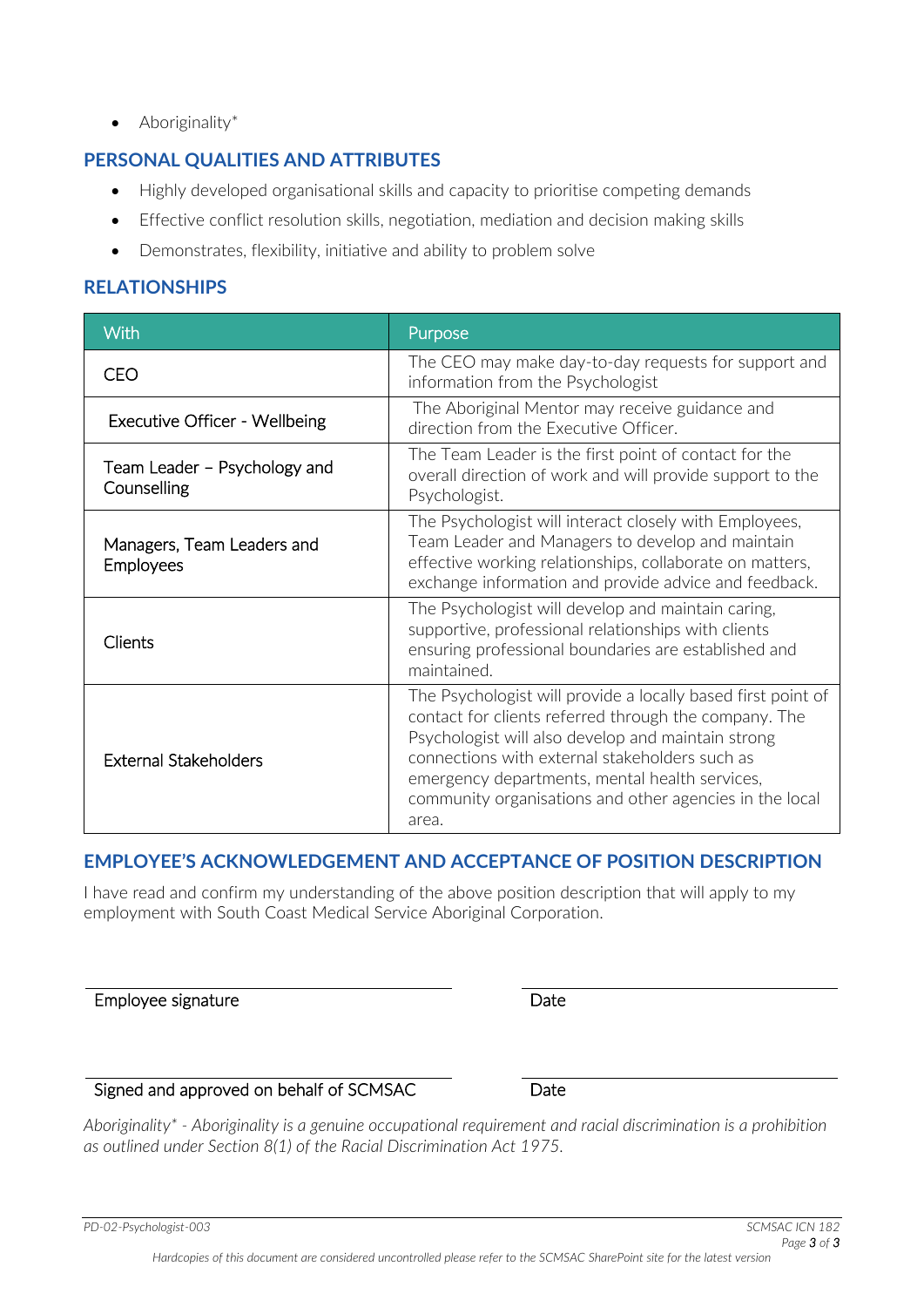- Aboriginality*

## PERSONAL QUALITIES AND ATTRIBUTES

- Highly developed organisational skills and capacity to prioritise competing demands
- Effective conflict resolution skills, negotiation, mediation and decision making skills
- Demonstrates, flexibility, initiative and ability to problem solve

## RELATIONSHIPS

| With | Purpose |
|---|---|
| CEO | The CEO may make day-to-day requests for support and information from the Psychologist |
| Executive Officer - Wellbeing | The Aboriginal Mentor may receive guidance and direction from the Executive Officer. |
| Team Leader – Psychology and Counselling | The Team Leader is the first point of contact for the overall direction of work and will provide support to the Psychologist. |
| Managers, Team Leaders and Employees | The Psychologist will interact closely with Employees, Team Leader and Managers to develop and maintain effective working relationships, collaborate on matters, exchange information and provide advice and feedback. |
| Clients | The Psychologist will develop and maintain caring, supportive, professional relationships with clients ensuring professional boundaries are established and maintained. |
| External Stakeholders | The Psychologist will provide a locally based first point of contact for clients referred through the company. The Psychologist will also develop and maintain strong connections with external stakeholders such as emergency departments, mental health services, community organisations and other agencies in the local area. |

## EMPLOYEE'S ACKNOWLEDGEMENT AND ACCEPTANCE OF POSITION DESCRIPTION

I have read and confirm my understanding of the above position description that will apply to my employment with South Coast Medical Service Aboriginal Corporation.

Employee signature　　　　　　　　　　Date

Signed and approved on behalf of SCMSAC　　　　　　　　　　Date

*Aboriginality* - Aboriginality is a genuine occupational requirement and racial discrimination is a prohibition as outlined under Section 8(1) of the Racial Discrimination Act 1975.*

PD-02-Psychologist-003　　　　SCMSAC ICN 182

*Hardcopies of this document are considered uncontrolled please refer to the SCMSAC SharePoint site for the latest version*